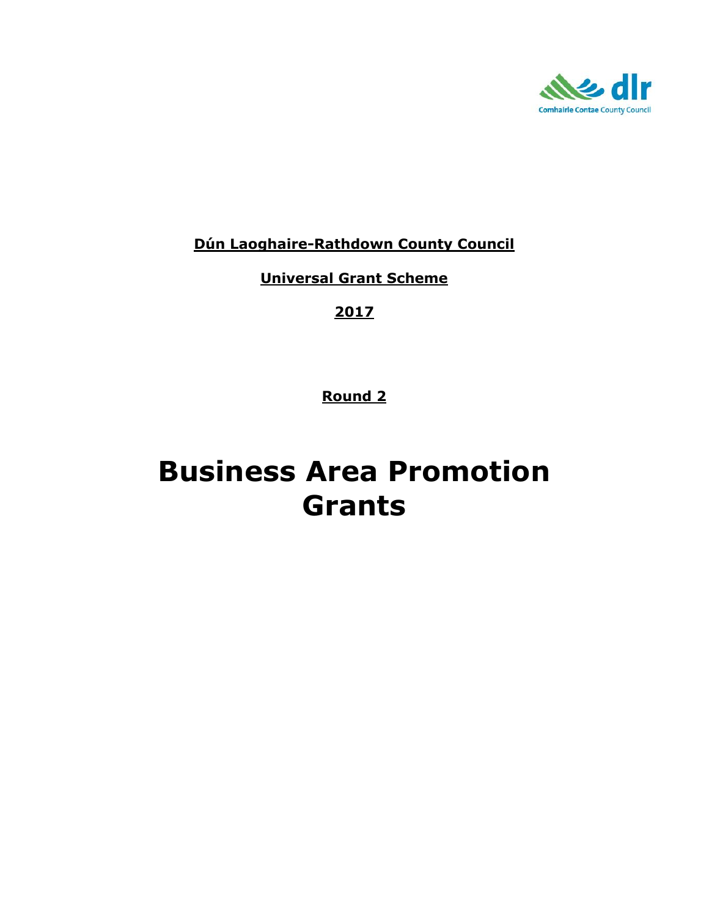**Dún Laoghaire-Rathdown County Council**

**Universal Grant Scheme**

**2017**

**Round 2**

# Business Area Promotion Grants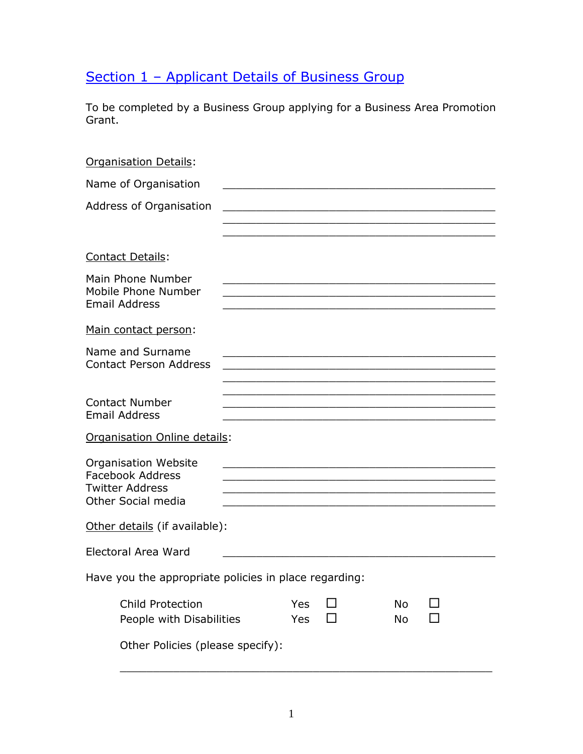## Section 1 – Applicant Details of Business Group

To be completed by a Business Group applying for a Business Area Promotion Grant.

Organisation Details:

Name of Organisation ______________________________________________

Address of Organisation ______________________________________________
______________________________________________
______________________________________________

Contact Details:

Main Phone Number ______________________________________________
Mobile Phone Number ______________________________________________
Email Address ______________________________________________

Main contact person:

Name and Surname ______________________________________________
Contact Person Address ______________________________________________
______________________________________________
______________________________________________
Contact Number ______________________________________________
Email Address ______________________________________________

Organisation Online details:

Organisation Website ______________________________________________
Facebook Address ______________________________________________
Twitter Address ______________________________________________
Other Social media ______________________________________________

Other details (if available):

Electoral Area Ward ______________________________________________

Have you the appropriate policies in place regarding:

Child Protection Yes ☐ No ☐
People with Disabilities Yes ☐ No ☐

Other Policies (please specify):

______________________________________________________________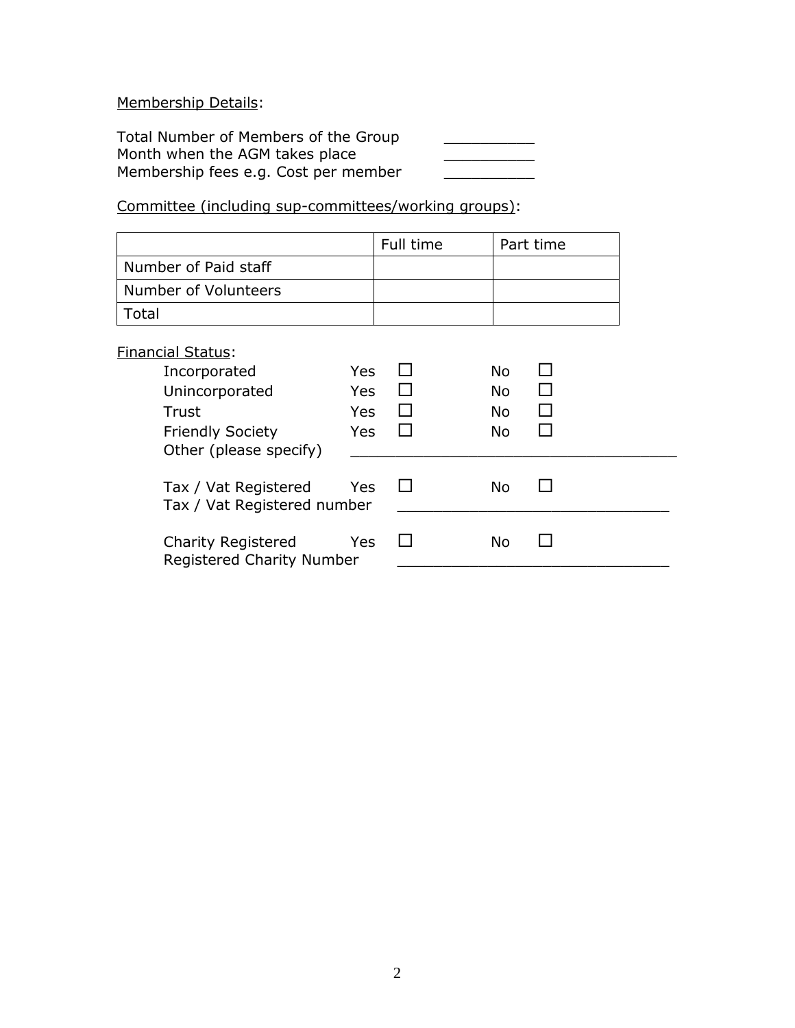<u>Membership Details</u>:

Total Number of Members of the Group __________
Month when the AGM takes place __________
Membership fees e.g. Cost per member __________

<u>Committee (including sup-committees/working groups)</u>:

| | Full time | Part time |
|---|---|---|
| Number of Paid staff | | |
| Number of Volunteers | | |
| Total | | |

<u>Financial Status</u>:

Incorporated Yes ☐ No ☐
Unincorporated Yes ☐ No ☐
Trust Yes ☐ No ☐
Friendly Society Yes ☐ No ☐
Other (please specify) ____________________________________

Tax / Vat Registered Yes ☐ No ☐
Tax / Vat Registered number ______________________________

Charity Registered Yes ☐ No ☐
Registered Charity Number ______________________________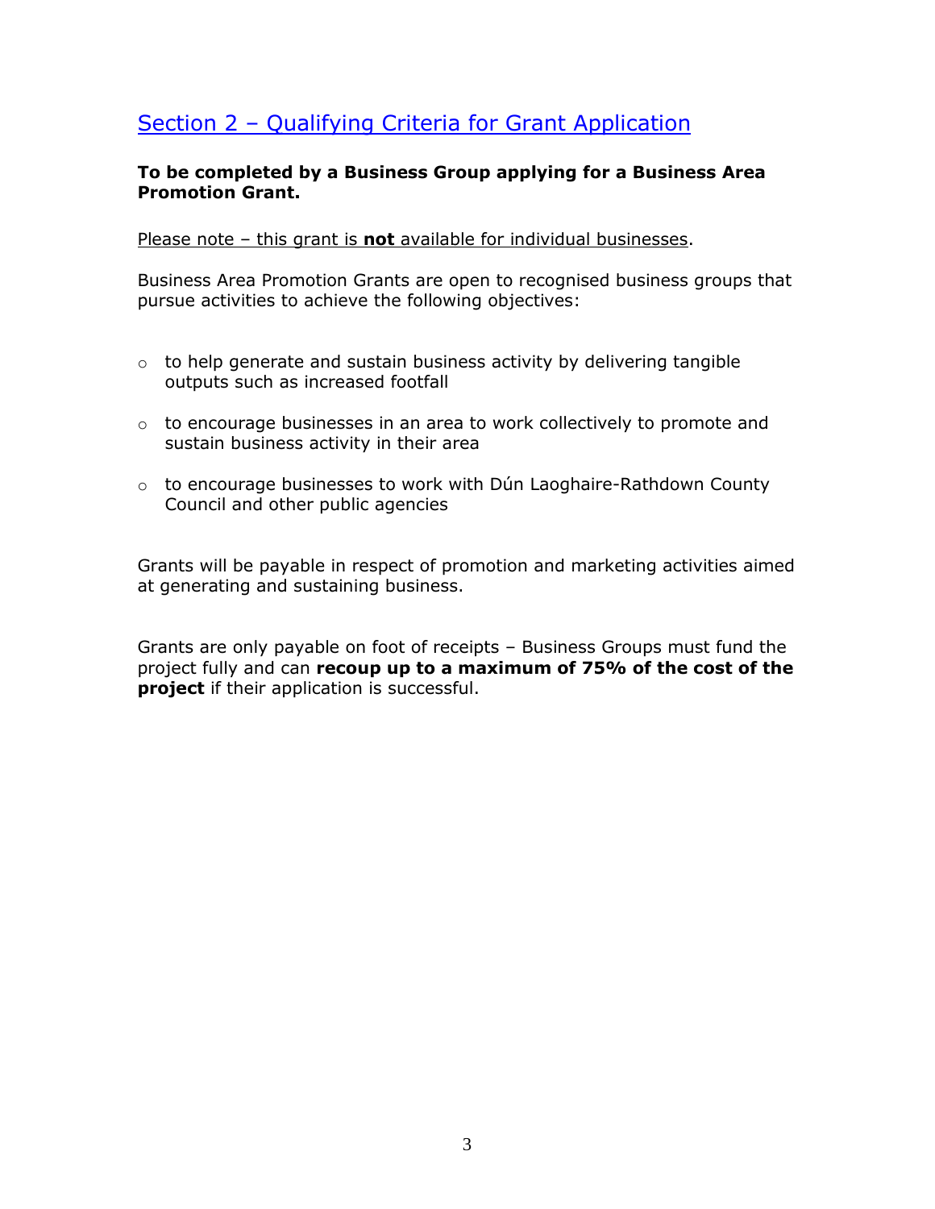## Section 2 – Qualifying Criteria for Grant Application

**To be completed by a Business Group applying for a Business Area Promotion Grant.**

Please note – this grant is **not** available for individual businesses.

Business Area Promotion Grants are open to recognised business groups that pursue activities to achieve the following objectives:

- to help generate and sustain business activity by delivering tangible outputs such as increased footfall
- to encourage businesses in an area to work collectively to promote and sustain business activity in their area
- to encourage businesses to work with Dún Laoghaire-Rathdown County Council and other public agencies

Grants will be payable in respect of promotion and marketing activities aimed at generating and sustaining business.

Grants are only payable on foot of receipts – Business Groups must fund the project fully and can **recoup up to a maximum of 75% of the cost of the project** if their application is successful.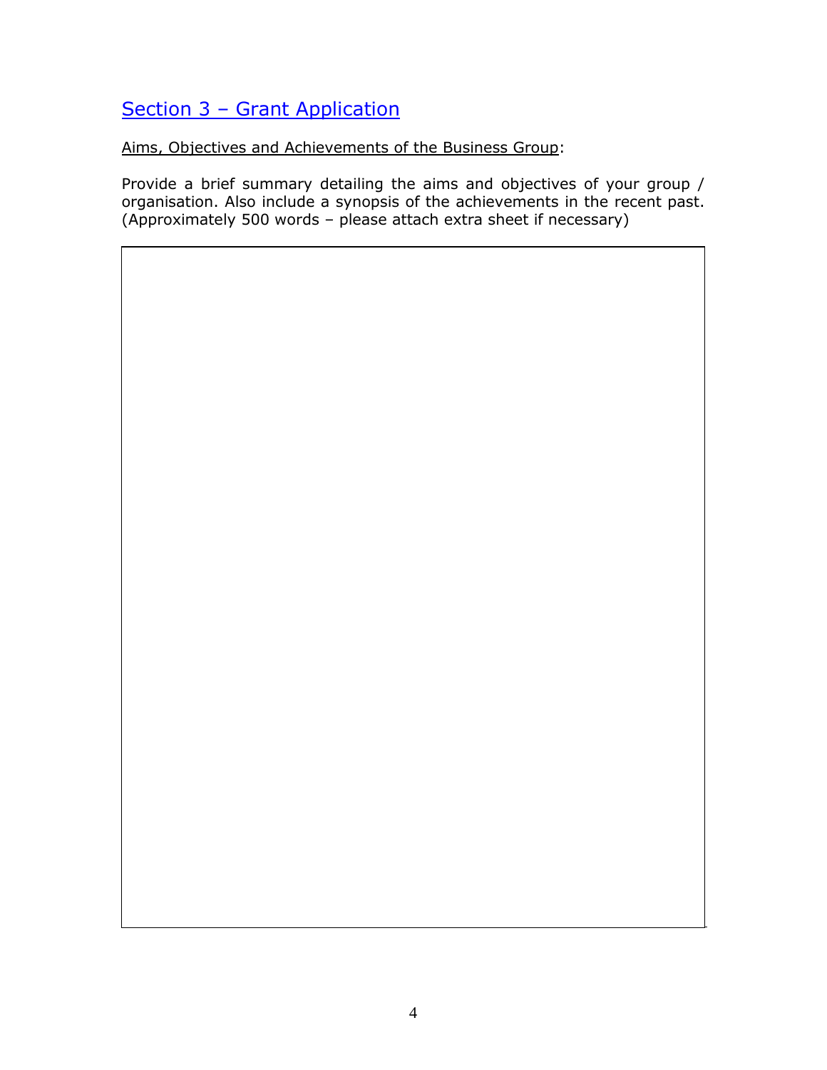## Section 3 – Grant Application

Aims, Objectives and Achievements of the Business Group:

Provide a brief summary detailing the aims and objectives of your group / organisation. Also include a synopsis of the achievements in the recent past. (Approximately 500 words – please attach extra sheet if necessary)

| |
|---|
| |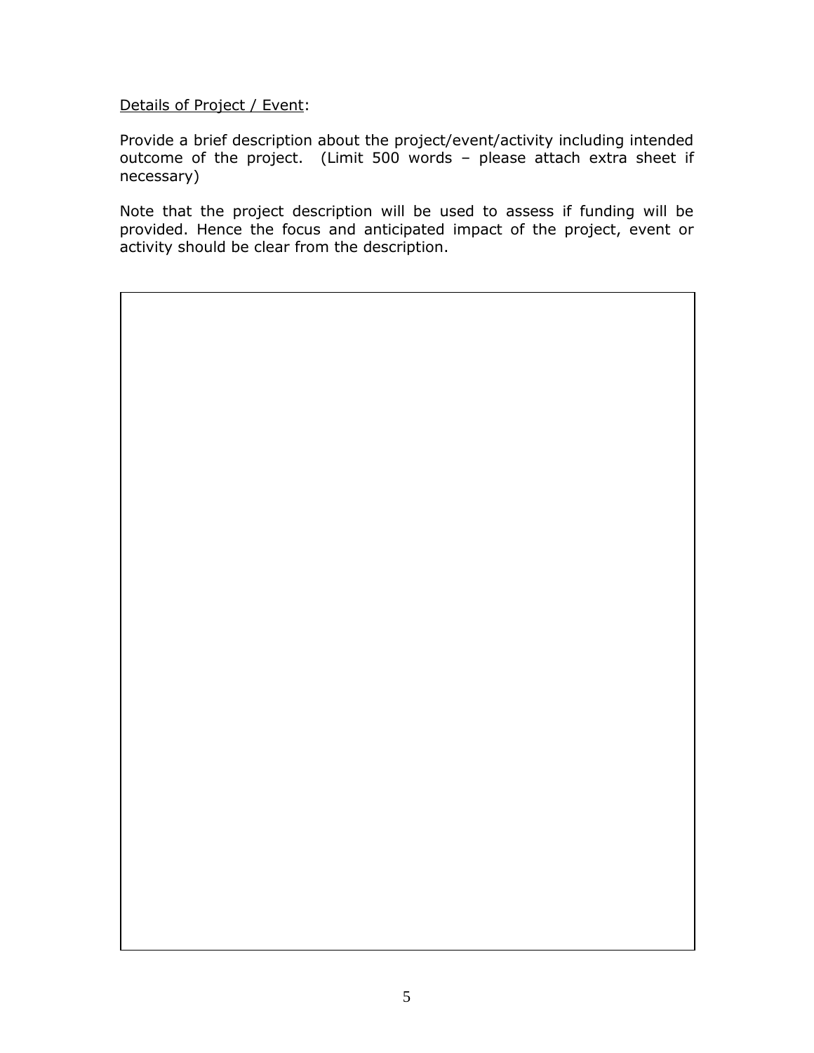Details of Project / Event:

Provide a brief description about the project/event/activity including intended outcome of the project. (Limit 500 words – please attach extra sheet if necessary)

Note that the project description will be used to assess if funding will be provided. Hence the focus and anticipated impact of the project, event or activity should be clear from the description.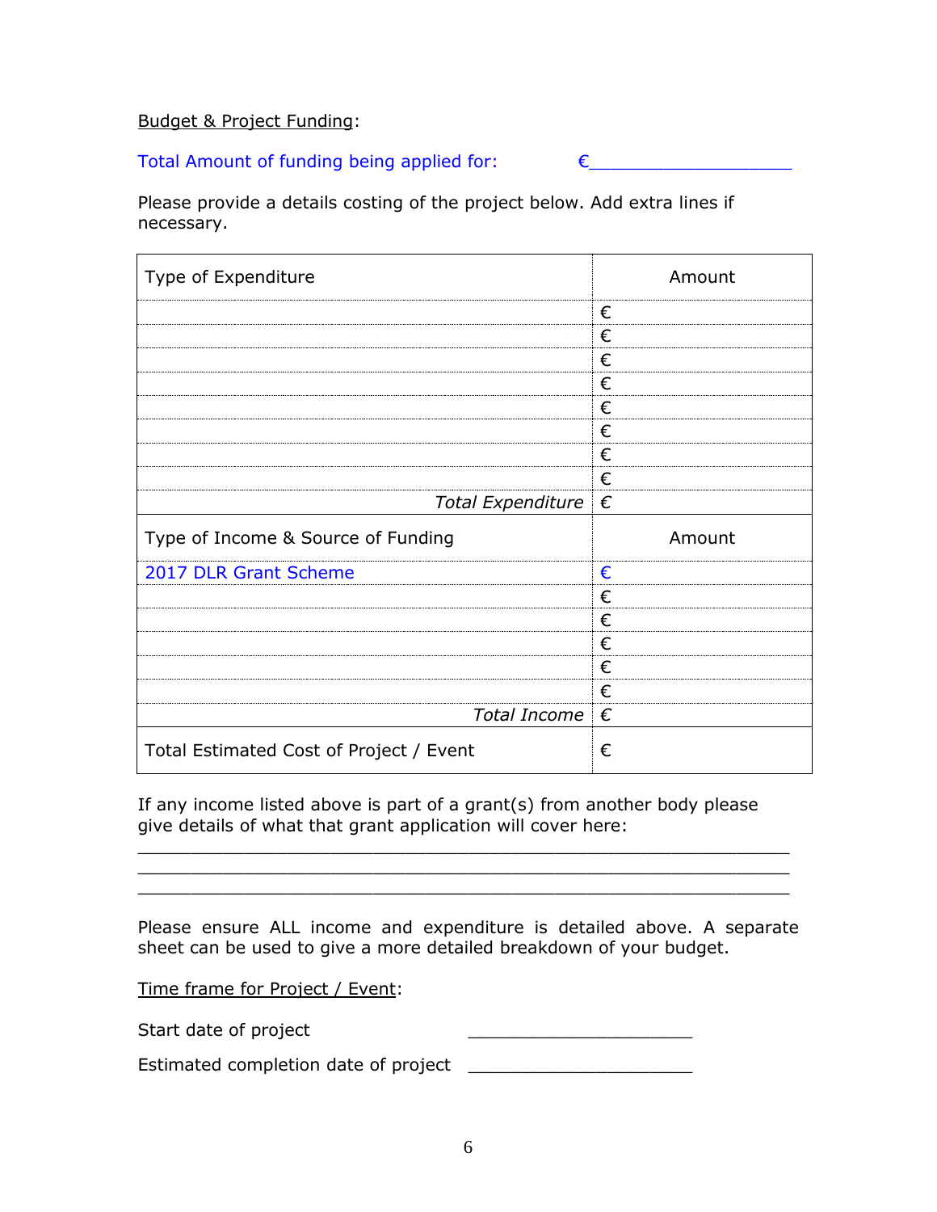Budget & Project Funding:

Total Amount of funding being applied for: €___________________

Please provide a details costing of the project below. Add extra lines if necessary.

| Type of Expenditure | Amount |
|---|---|
| | € |
| | € |
| | € |
| | € |
| | € |
| | € |
| | € |
| | € |
| *Total Expenditure* | € |
| Type of Income & Source of Funding | Amount |
| 2017 DLR Grant Scheme | € |
| | € |
| | € |
| | € |
| | € |
| | € |
| *Total Income* | € |
| Total Estimated Cost of Project / Event | € |

If any income listed above is part of a grant(s) from another body please give details of what that grant application will cover here:

_______________________________________________________________
_______________________________________________________________
_______________________________________________________________

Please ensure ALL income and expenditure is detailed above. A separate sheet can be used to give a more detailed breakdown of your budget.

Time frame for Project / Event:

Start date of project ______________________

Estimated completion date of project ______________________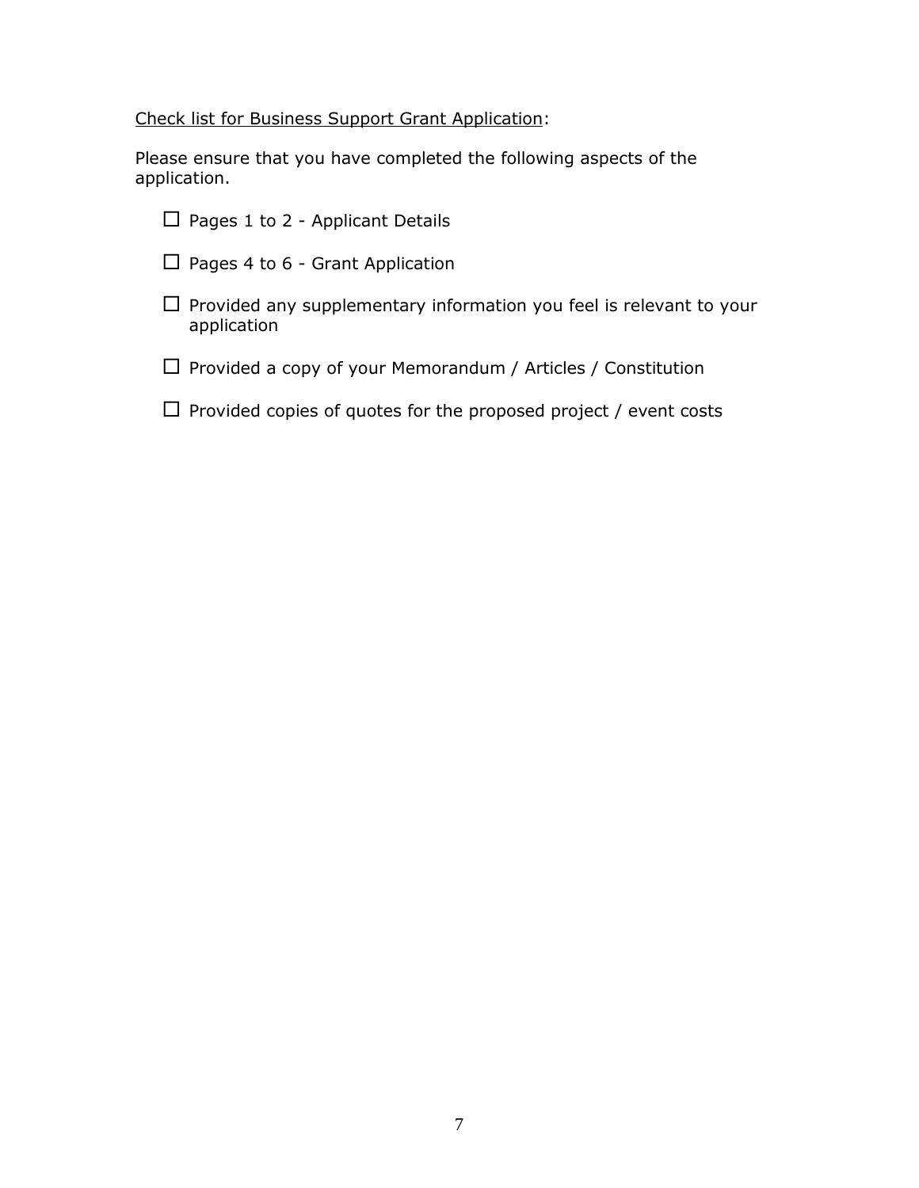<u>Check list for Business Support Grant Application</u>:

Please ensure that you have completed the following aspects of the application.

- ☐ Pages 1 to 2 - Applicant Details
- ☐ Pages 4 to 6 - Grant Application
- ☐ Provided any supplementary information you feel is relevant to your application
- ☐ Provided a copy of your Memorandum / Articles / Constitution
- ☐ Provided copies of quotes for the proposed project / event costs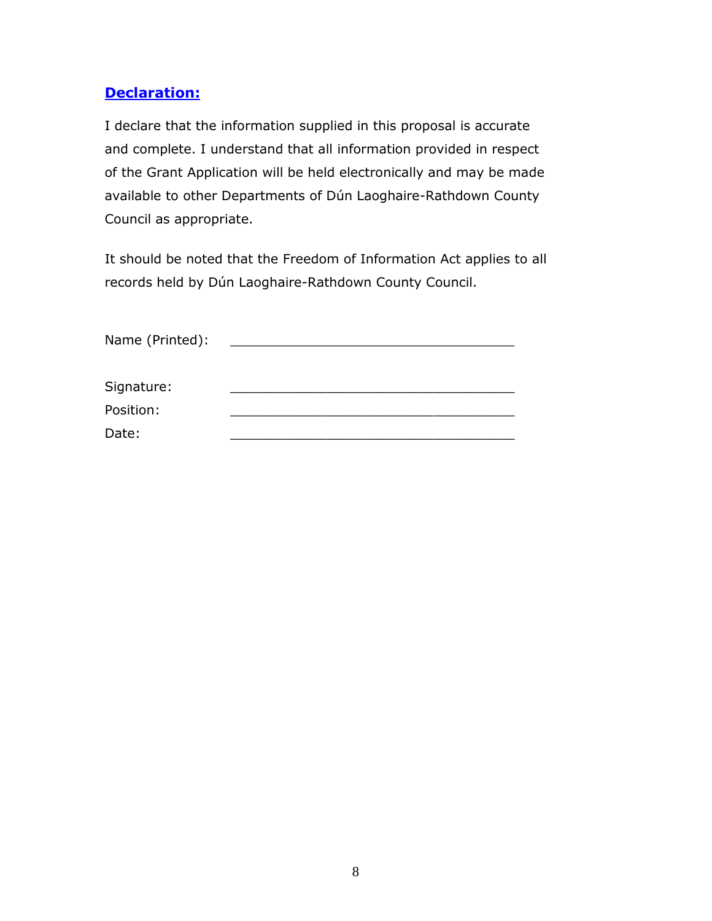## Declaration:

I declare that the information supplied in this proposal is accurate and complete. I understand that all information provided in respect of the Grant Application will be held electronically and may be made available to other Departments of Dún Laoghaire-Rathdown County Council as appropriate.

It should be noted that the Freedom of Information Act applies to all records held by Dún Laoghaire-Rathdown County Council.

Name (Printed): ____________________________________

Signature: ____________________________________

Position: ____________________________________

Date: ____________________________________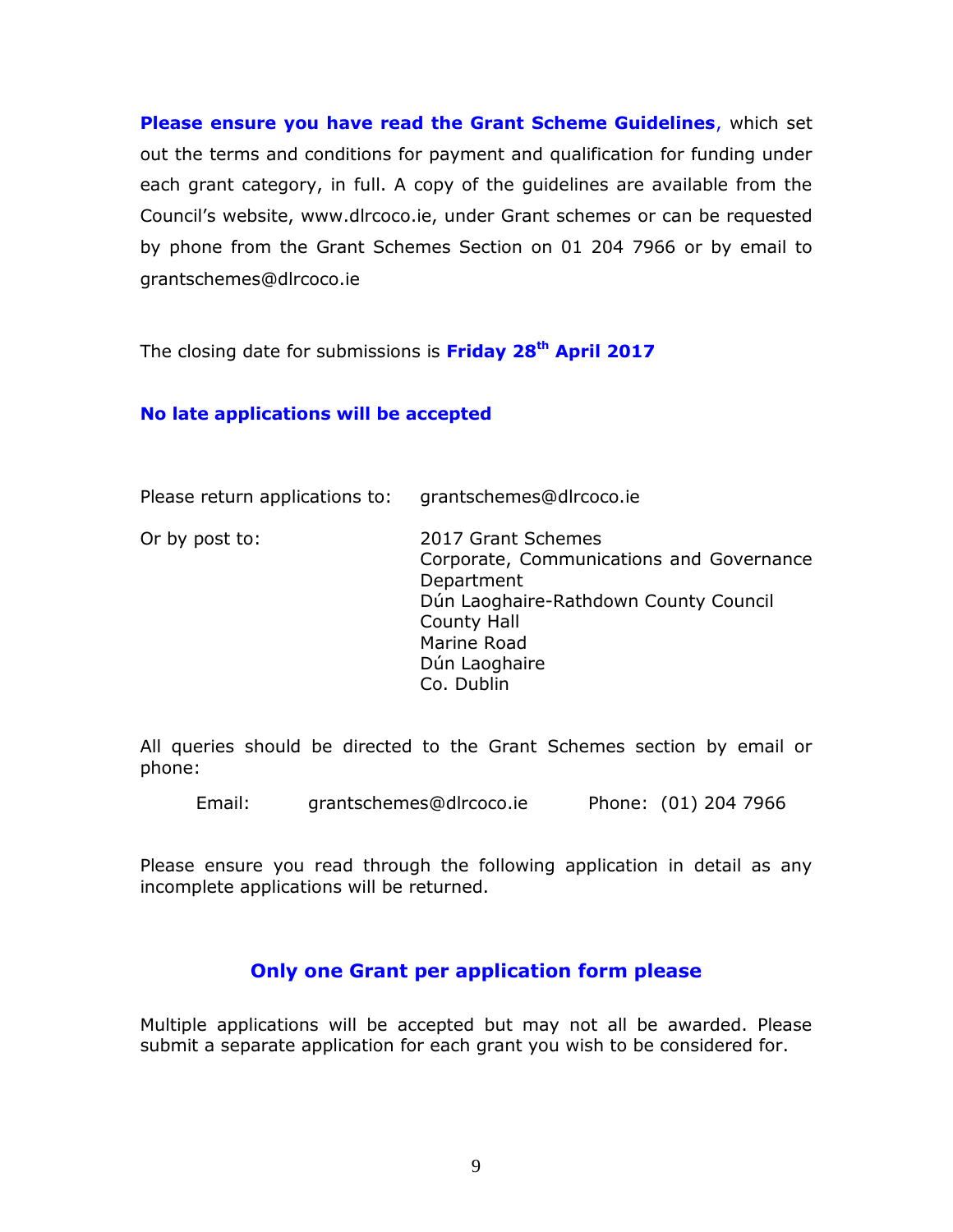**Please ensure you have read the Grant Scheme Guidelines**, which set out the terms and conditions for payment and qualification for funding under each grant category, in full. A copy of the guidelines are available from the Council's website, www.dlrcoco.ie, under Grant schemes or can be requested by phone from the Grant Schemes Section on 01 204 7966 or by email to grantschemes@dlrcoco.ie

The closing date for submissions is **Friday 28th April 2017**

**No late applications will be accepted**

| | |
|---|---|
| Please return applications to: | grantschemes@dlrcoco.ie |
| Or by post to: | 2017 Grant Schemes<br>Corporate, Communications and Governance Department<br>Dún Laoghaire-Rathdown County Council<br>County Hall<br>Marine Road<br>Dún Laoghaire<br>Co. Dublin |

All queries should be directed to the Grant Schemes section by email or phone:

Email: grantschemes@dlrcoco.ie Phone: (01) 204 7966

Please ensure you read through the following application in detail as any incomplete applications will be returned.

**Only one Grant per application form please**

Multiple applications will be accepted but may not all be awarded. Please submit a separate application for each grant you wish to be considered for.